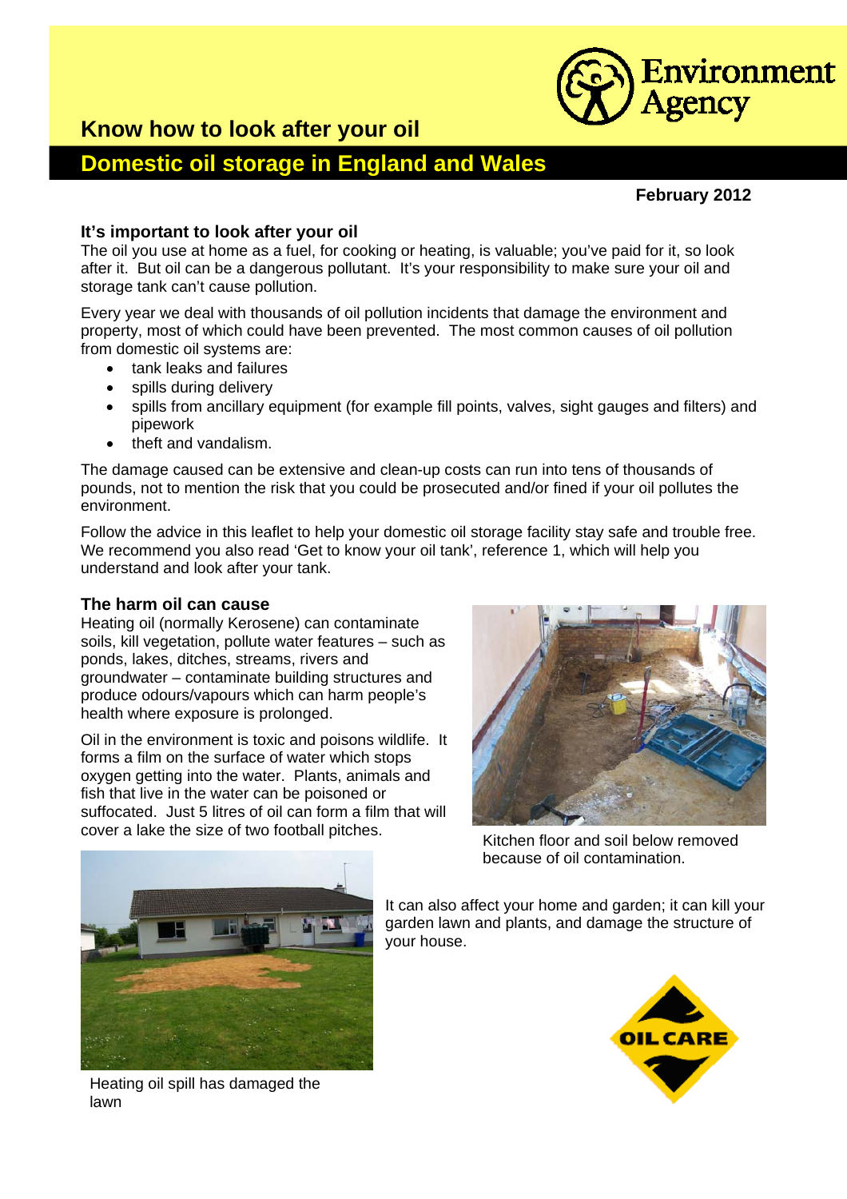# Know how to look after your oil

## Domestic oil storage in England and Wales

**February 2012**

### It's important to look after your oil

The oil you use at home as a fuel, for cooking or heating, is valuable; you've paid for it, so look after it. But oil can be a dangerous pollutant. It's your responsibility to make sure your oil and storage tank can't cause pollution.

Every year we deal with thousands of oil pollution incidents that damage the environment and property, most of which could have been prevented. The most common causes of oil pollution from domestic oil systems are:

- tank leaks and failures
- spills during delivery
- spills from ancillary equipment (for example fill points, valves, sight gauges and filters) and pipework
- theft and vandalism.

The damage caused can be extensive and clean-up costs can run into tens of thousands of pounds, not to mention the risk that you could be prosecuted and/or fined if your oil pollutes the environment.

Follow the advice in this leaflet to help your domestic oil storage facility stay safe and trouble free. We recommend you also read 'Get to know your oil tank', reference 1, which will help you understand and look after your tank.

### The harm oil can cause

Heating oil (normally Kerosene) can contaminate soils, kill vegetation, pollute water features – such as ponds, lakes, ditches, streams, rivers and groundwater – contaminate building structures and produce odours/vapours which can harm people's health where exposure is prolonged.

Oil in the environment is toxic and poisons wildlife. It forms a film on the surface of water which stops oxygen getting into the water. Plants, animals and fish that live in the water can be poisoned or suffocated. Just 5 litres of oil can form a film that will cover a lake the size of two football pitches.

Kitchen floor and soil below removed because of oil contamination.

It can also affect your home and garden; it can kill your garden lawn and plants, and damage the structure of your house.

Heating oil spill has damaged the lawn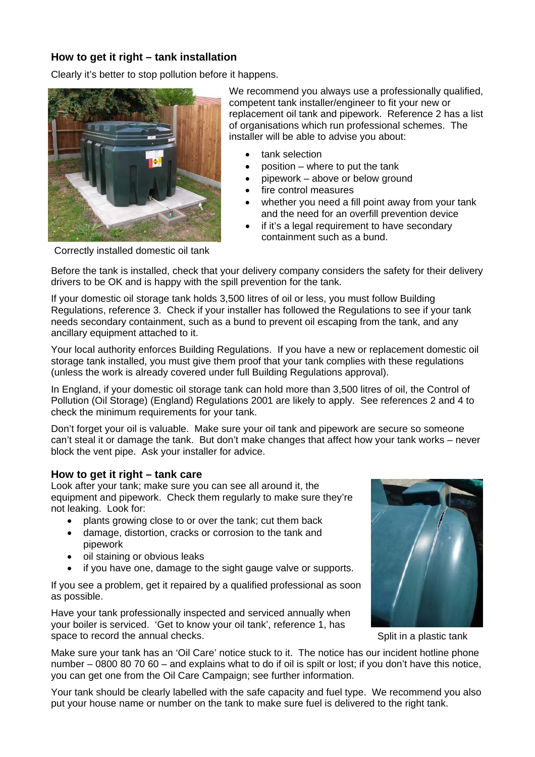## How to get it right – tank installation

Clearly it's better to stop pollution before it happens.

Correctly installed domestic oil tank

We recommend you always use a professionally qualified, competent tank installer/engineer to fit your new or replacement oil tank and pipework. Reference 2 has a list of organisations which run professional schemes. The installer will be able to advise you about:

- tank selection
- position – where to put the tank
- pipework – above or below ground
- fire control measures
- whether you need a fill point away from your tank and the need for an overfill prevention device
- if it's a legal requirement to have secondary containment such as a bund.

Before the tank is installed, check that your delivery company considers the safety for their delivery drivers to be OK and is happy with the spill prevention for the tank.

If your domestic oil storage tank holds 3,500 litres of oil or less, you must follow Building Regulations, reference 3. Check if your installer has followed the Regulations to see if your tank needs secondary containment, such as a bund to prevent oil escaping from the tank, and any ancillary equipment attached to it.

Your local authority enforces Building Regulations. If you have a new or replacement domestic oil storage tank installed, you must give them proof that your tank complies with these regulations (unless the work is already covered under full Building Regulations approval).

In England, if your domestic oil storage tank can hold more than 3,500 litres of oil, the Control of Pollution (Oil Storage) (England) Regulations 2001 are likely to apply. See references 2 and 4 to check the minimum requirements for your tank.

Don't forget your oil is valuable. Make sure your oil tank and pipework are secure so someone can't steal it or damage the tank. But don't make changes that affect how your tank works – never block the vent pipe. Ask your installer for advice.

## How to get it right – tank care

Look after your tank; make sure you can see all around it, the equipment and pipework. Check them regularly to make sure they're not leaking. Look for:

- plants growing close to or over the tank; cut them back
- damage, distortion, cracks or corrosion to the tank and pipework
- oil staining or obvious leaks
- if you have one, damage to the sight gauge valve or supports.

If you see a problem, get it repaired by a qualified professional as soon as possible.

Have your tank professionally inspected and serviced annually when your boiler is serviced. 'Get to know your oil tank', reference 1, has space to record the annual checks.

Split in a plastic tank

Make sure your tank has an 'Oil Care' notice stuck to it. The notice has our incident hotline phone number – 0800 80 70 60 – and explains what to do if oil is spilt or lost; if you don't have this notice, you can get one from the Oil Care Campaign; see further information.

Your tank should be clearly labelled with the safe capacity and fuel type. We recommend you also put your house name or number on the tank to make sure fuel is delivered to the right tank.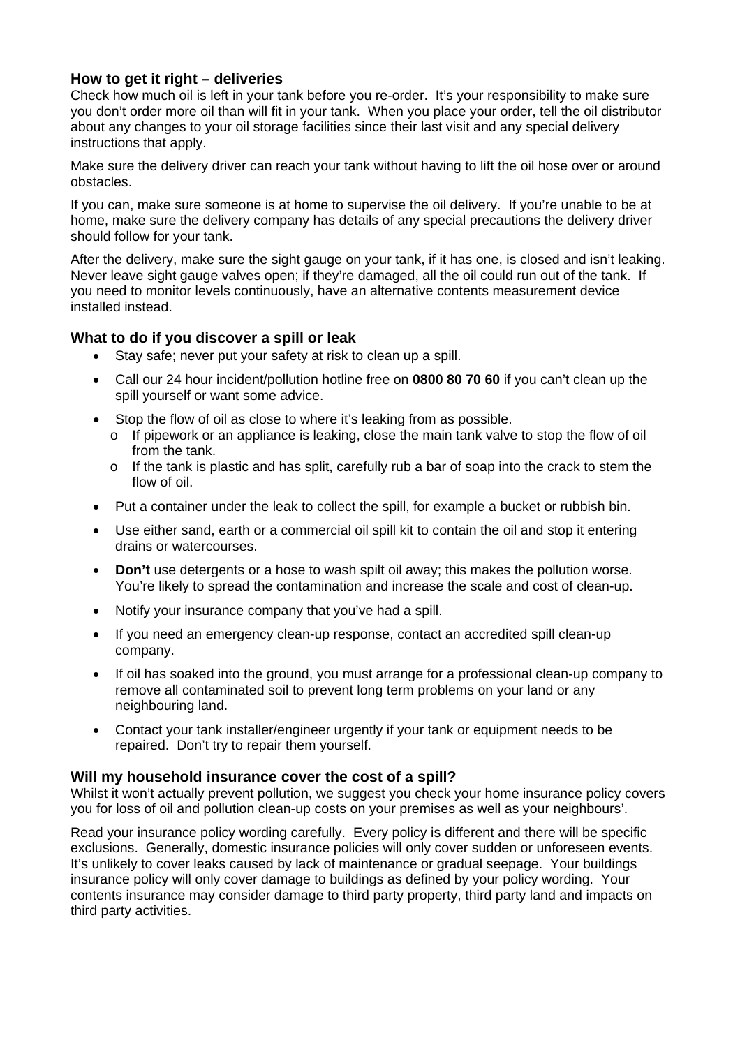### How to get it right – deliveries

Check how much oil is left in your tank before you re-order. It's your responsibility to make sure you don't order more oil than will fit in your tank. When you place your order, tell the oil distributor about any changes to your oil storage facilities since their last visit and any special delivery instructions that apply.

Make sure the delivery driver can reach your tank without having to lift the oil hose over or around obstacles.

If you can, make sure someone is at home to supervise the oil delivery. If you're unable to be at home, make sure the delivery company has details of any special precautions the delivery driver should follow for your tank.

After the delivery, make sure the sight gauge on your tank, if it has one, is closed and isn't leaking. Never leave sight gauge valves open; if they're damaged, all the oil could run out of the tank. If you need to monitor levels continuously, have an alternative contents measurement device installed instead.

### What to do if you discover a spill or leak

- Stay safe; never put your safety at risk to clean up a spill.
- Call our 24 hour incident/pollution hotline free on **0800 80 70 60** if you can't clean up the spill yourself or want some advice.
- Stop the flow of oil as close to where it's leaking from as possible.
  - If pipework or an appliance is leaking, close the main tank valve to stop the flow of oil from the tank.
  - If the tank is plastic and has split, carefully rub a bar of soap into the crack to stem the flow of oil.
- Put a container under the leak to collect the spill, for example a bucket or rubbish bin.
- Use either sand, earth or a commercial oil spill kit to contain the oil and stop it entering drains or watercourses.
- **Don't** use detergents or a hose to wash spilt oil away; this makes the pollution worse. You're likely to spread the contamination and increase the scale and cost of clean-up.
- Notify your insurance company that you've had a spill.
- If you need an emergency clean-up response, contact an accredited spill clean-up company.
- If oil has soaked into the ground, you must arrange for a professional clean-up company to remove all contaminated soil to prevent long term problems on your land or any neighbouring land.
- Contact your tank installer/engineer urgently if your tank or equipment needs to be repaired. Don't try to repair them yourself.

### Will my household insurance cover the cost of a spill?

Whilst it won't actually prevent pollution, we suggest you check your home insurance policy covers you for loss of oil and pollution clean-up costs on your premises as well as your neighbours'.

Read your insurance policy wording carefully. Every policy is different and there will be specific exclusions. Generally, domestic insurance policies will only cover sudden or unforeseen events. It's unlikely to cover leaks caused by lack of maintenance or gradual seepage. Your buildings insurance policy will only cover damage to buildings as defined by your policy wording. Your contents insurance may consider damage to third party property, third party land and impacts on third party activities.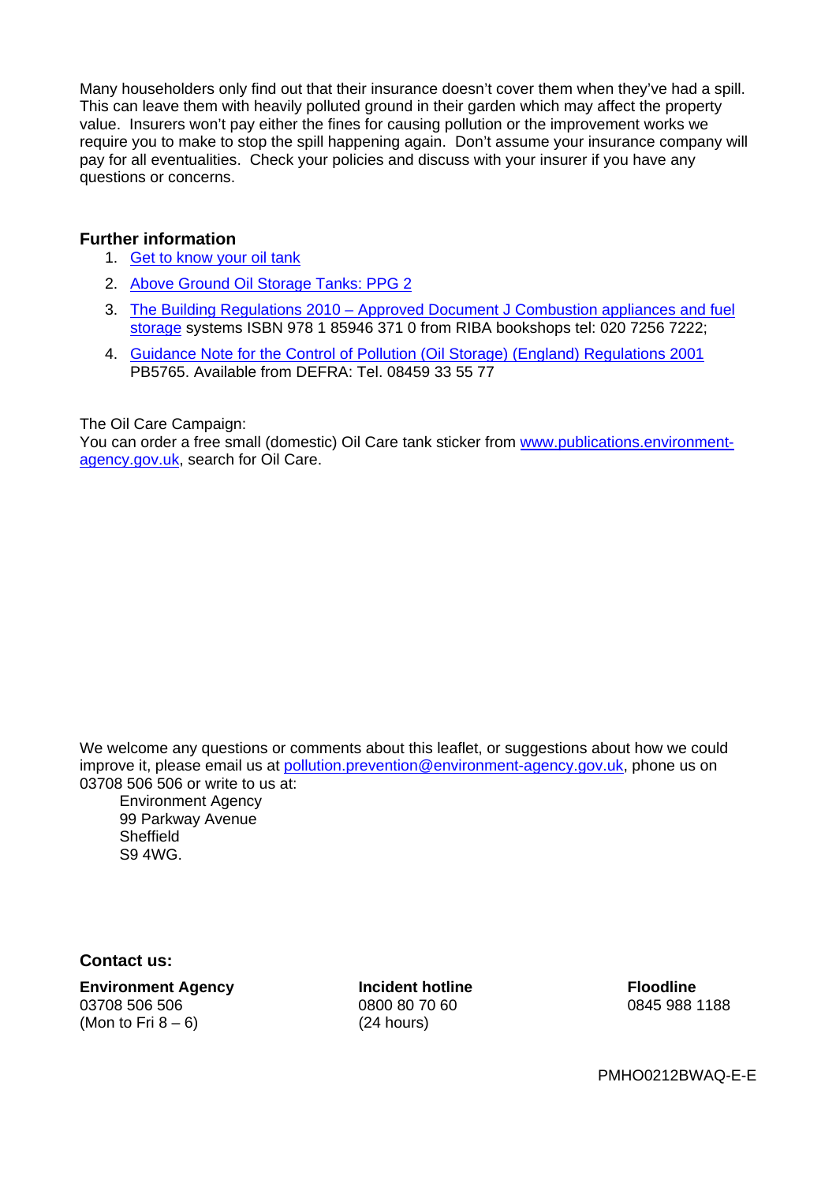Many householders only find out that their insurance doesn't cover them when they've had a spill. This can leave them with heavily polluted ground in their garden which may affect the property value. Insurers won't pay either the fines for causing pollution or the improvement works we require you to make to stop the spill happening again. Don't assume your insurance company will pay for all eventualities. Check your policies and discuss with your insurer if you have any questions or concerns.

## Further information

1. Get to know your oil tank
2. Above Ground Oil Storage Tanks: PPG 2
3. The Building Regulations 2010 – Approved Document J Combustion appliances and fuel storage systems ISBN 978 1 85946 371 0 from RIBA bookshops tel: 020 7256 7222;
4. Guidance Note for the Control of Pollution (Oil Storage) (England) Regulations 2001 PB5765. Available from DEFRA: Tel. 08459 33 55 77

The Oil Care Campaign:
You can order a free small (domestic) Oil Care tank sticker from www.publications.environment-agency.gov.uk, search for Oil Care.

We welcome any questions or comments about this leaflet, or suggestions about how we could improve it, please email us at pollution.prevention@environment-agency.gov.uk, phone us on 03708 506 506 or write to us at:

Environment Agency
99 Parkway Avenue
Sheffield
S9 4WG.

## Contact us:

**Environment Agency**
03708 506 506
(Mon to Fri 8 – 6)

**Incident hotline**
0800 80 70 60
(24 hours)

**Floodline**
0845 988 1188

PMHO0212BWAQ-E-E